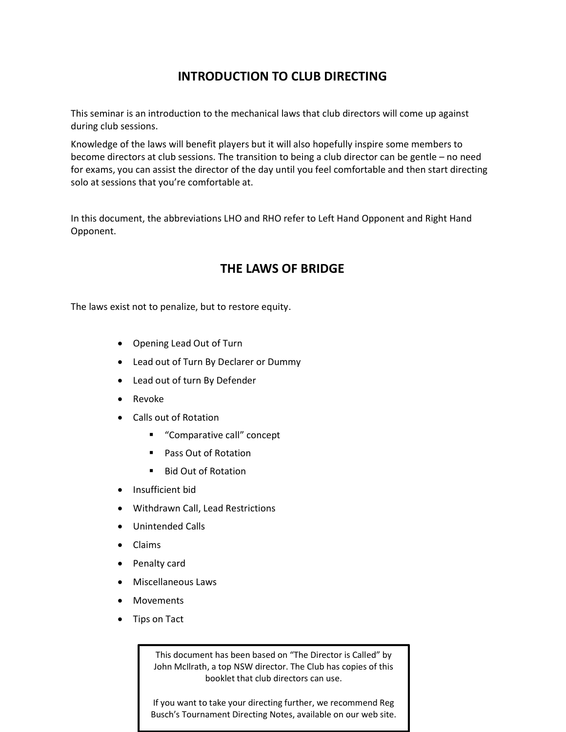# INTRODUCTION TO CLUB DIRECTING

This seminar is an introduction to the mechanical laws that club directors will come up against during club sessions.

Knowledge of the laws will benefit players but it will also hopefully inspire some members to become directors at club sessions. The transition to being a club director can be gentle – no need for exams, you can assist the director of the day until you feel comfortable and then start directing solo at sessions that you're comfortable at.

In this document, the abbreviations LHO and RHO refer to Left Hand Opponent and Right Hand Opponent.

# THE LAWS OF BRIDGE

The laws exist not to penalize, but to restore equity.

- Opening Lead Out of Turn
- Lead out of Turn By Declarer or Dummy
- Lead out of turn By Defender
- Revoke
- Calls out of Rotation
  - "Comparative call" concept
  - Pass Out of Rotation
  - Bid Out of Rotation
- Insufficient bid
- Withdrawn Call, Lead Restrictions
- Unintended Calls
- Claims
- Penalty card
- Miscellaneous Laws
- Movements
- Tips on Tact

> This document has been based on "The Director is Called" by John McIlrath, a top NSW director. The Club has copies of this booklet that club directors can use.
>
> If you want to take your directing further, we recommend Reg Busch's Tournament Directing Notes, available on our web site.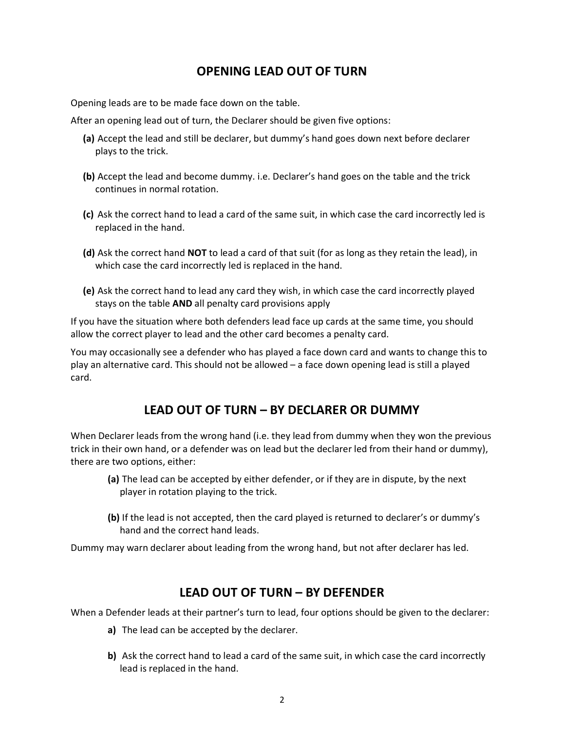## OPENING LEAD OUT OF TURN

Opening leads are to be made face down on the table.

After an opening lead out of turn, the Declarer should be given five options:

**(a)** Accept the lead and still be declarer, but dummy's hand goes down next before declarer plays to the trick.

**(b)** Accept the lead and become dummy. i.e. Declarer's hand goes on the table and the trick continues in normal rotation.

**(c)** Ask the correct hand to lead a card of the same suit, in which case the card incorrectly led is replaced in the hand.

**(d)** Ask the correct hand **NOT** to lead a card of that suit (for as long as they retain the lead), in which case the card incorrectly led is replaced in the hand.

**(e)** Ask the correct hand to lead any card they wish, in which case the card incorrectly played stays on the table **AND** all penalty card provisions apply

If you have the situation where both defenders lead face up cards at the same time, you should allow the correct player to lead and the other card becomes a penalty card.

You may occasionally see a defender who has played a face down card and wants to change this to play an alternative card. This should not be allowed – a face down opening lead is still a played card.

## LEAD OUT OF TURN – BY DECLARER OR DUMMY

When Declarer leads from the wrong hand (i.e. they lead from dummy when they won the previous trick in their own hand, or a defender was on lead but the declarer led from their hand or dummy), there are two options, either:

**(a)** The lead can be accepted by either defender, or if they are in dispute, by the next player in rotation playing to the trick.

**(b)** If the lead is not accepted, then the card played is returned to declarer's or dummy's hand and the correct hand leads.

Dummy may warn declarer about leading from the wrong hand, but not after declarer has led.

## LEAD OUT OF TURN – BY DEFENDER

When a Defender leads at their partner's turn to lead, four options should be given to the declarer:

**a)** The lead can be accepted by the declarer.

**b)** Ask the correct hand to lead a card of the same suit, in which case the card incorrectly lead is replaced in the hand.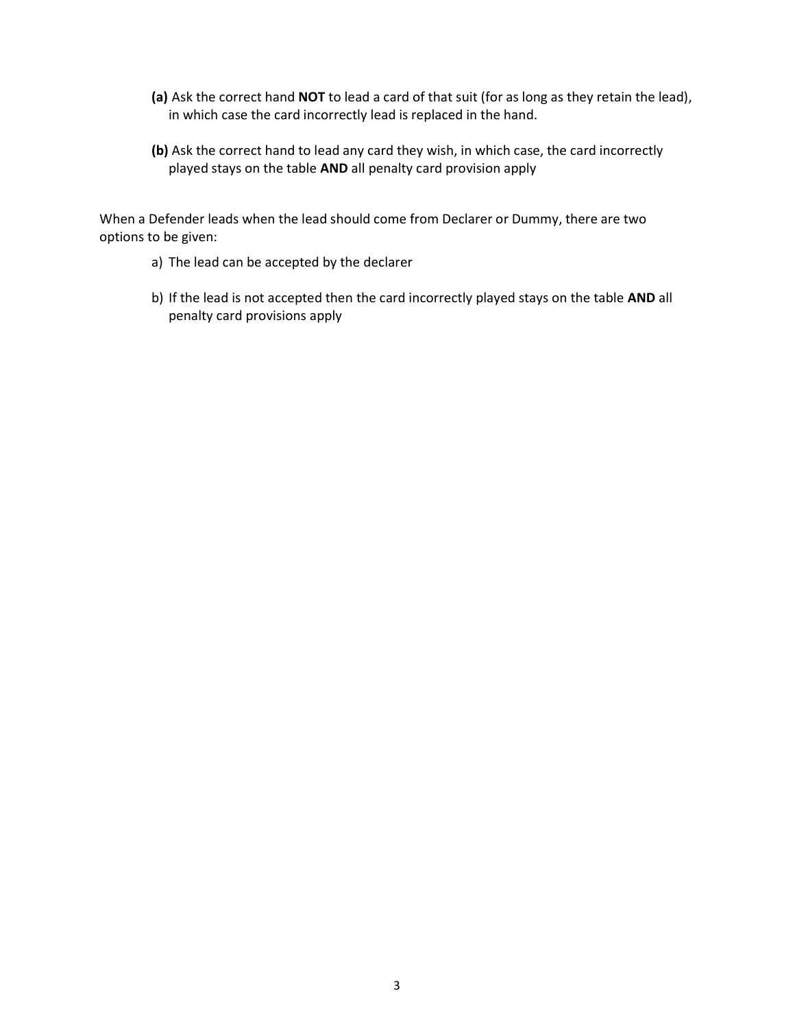**(a)** Ask the correct hand **NOT** to lead a card of that suit (for as long as they retain the lead), in which case the card incorrectly lead is replaced in the hand.

**(b)** Ask the correct hand to lead any card they wish, in which case, the card incorrectly played stays on the table **AND** all penalty card provision apply

When a Defender leads when the lead should come from Declarer or Dummy, there are two options to be given:

a) The lead can be accepted by the declarer

b) If the lead is not accepted then the card incorrectly played stays on the table **AND** all penalty card provisions apply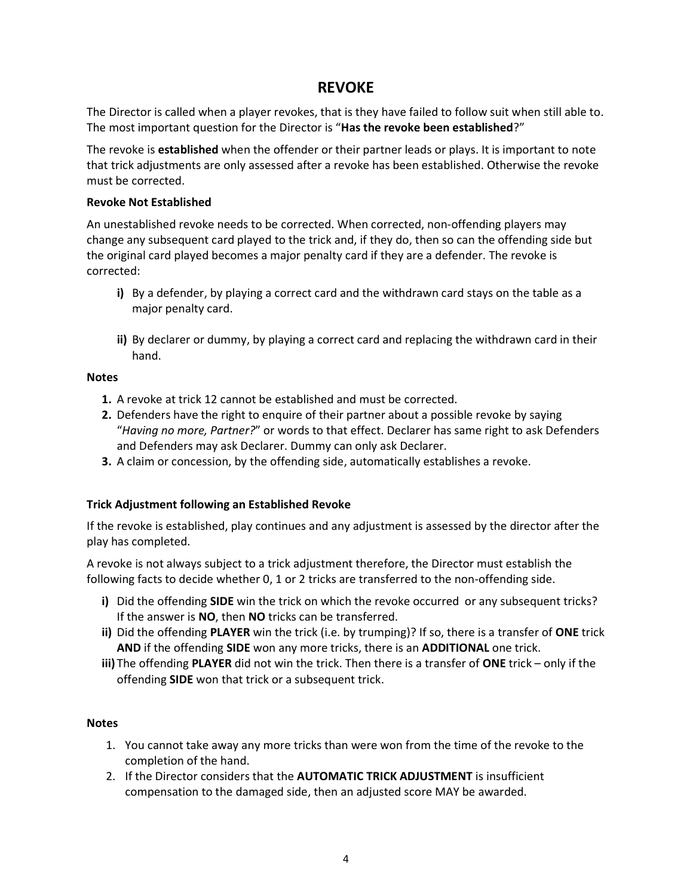# REVOKE

The Director is called when a player revokes, that is they have failed to follow suit when still able to. The most important question for the Director is "**Has the revoke been established**?"

The revoke is **established** when the offender or their partner leads or plays. It is important to note that trick adjustments are only assessed after a revoke has been established. Otherwise the revoke must be corrected.

**Revoke Not Established**

An unestablished revoke needs to be corrected. When corrected, non-offending players may change any subsequent card played to the trick and, if they do, then so can the offending side but the original card played becomes a major penalty card if they are a defender. The revoke is corrected:

- **i)** By a defender, by playing a correct card and the withdrawn card stays on the table as a major penalty card.

- **ii)** By declarer or dummy, by playing a correct card and replacing the withdrawn card in their hand.

**Notes**

1. A revoke at trick 12 cannot be established and must be corrected.
2. Defenders have the right to enquire of their partner about a possible revoke by saying "*Having no more, Partner?*" or words to that effect. Declarer has same right to ask Defenders and Defenders may ask Declarer. Dummy can only ask Declarer.
3. A claim or concession, by the offending side, automatically establishes a revoke.

**Trick Adjustment following an Established Revoke**

If the revoke is established, play continues and any adjustment is assessed by the director after the play has completed.

A revoke is not always subject to a trick adjustment therefore, the Director must establish the following facts to decide whether 0, 1 or 2 tricks are transferred to the non-offending side.

- **i)** Did the offending **SIDE** win the trick on which the revoke occurred or any subsequent tricks? If the answer is **NO**, then **NO** tricks can be transferred.
- **ii)** Did the offending **PLAYER** win the trick (i.e. by trumping)? If so, there is a transfer of **ONE** trick **AND** if the offending **SIDE** won any more tricks, there is an **ADDITIONAL** one trick.
- **iii)** The offending **PLAYER** did not win the trick. Then there is a transfer of **ONE** trick – only if the offending **SIDE** won that trick or a subsequent trick.

**Notes**

1. You cannot take away any more tricks than were won from the time of the revoke to the completion of the hand.
2. If the Director considers that the **AUTOMATIC TRICK ADJUSTMENT** is insufficient compensation to the damaged side, then an adjusted score MAY be awarded.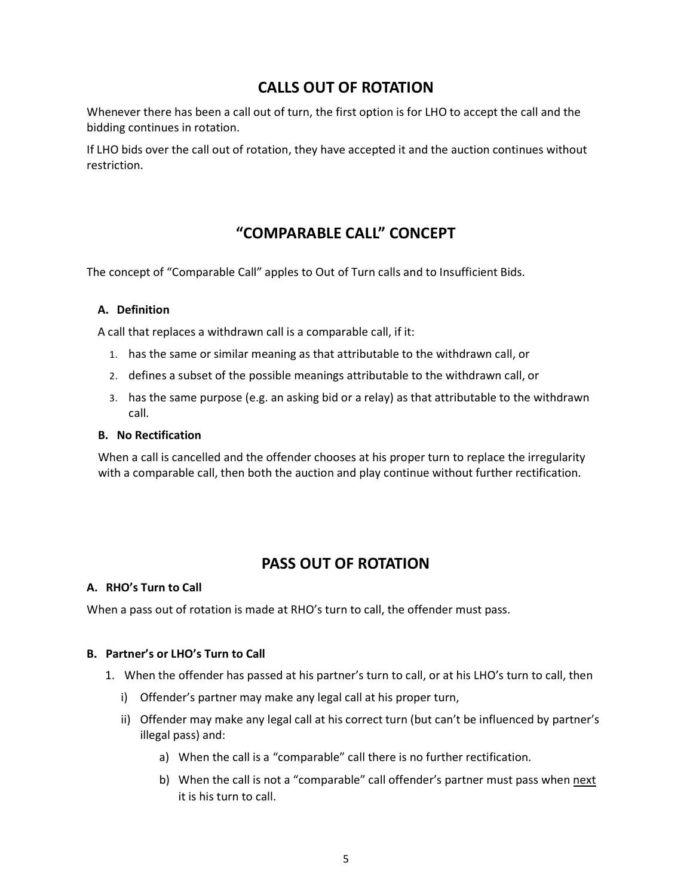## CALLS OUT OF ROTATION

Whenever there has been a call out of turn, the first option is for LHO to accept the call and the bidding continues in rotation.

If LHO bids over the call out of rotation, they have accepted it and the auction continues without restriction.

## "COMPARABLE CALL" CONCEPT

The concept of "Comparable Call" apples to Out of Turn calls and to Insufficient Bids.

### A. Definition

A call that replaces a withdrawn call is a comparable call, if it:

1. has the same or similar meaning as that attributable to the withdrawn call, or
2. defines a subset of the possible meanings attributable to the withdrawn call, or
3. has the same purpose (e.g. an asking bid or a relay) as that attributable to the withdrawn call.

### B. No Rectification

When a call is cancelled and the offender chooses at his proper turn to replace the irregularity with a comparable call, then both the auction and play continue without further rectification.

## PASS OUT OF ROTATION

### A. RHO's Turn to Call

When a pass out of rotation is made at RHO's turn to call, the offender must pass.

### B. Partner's or LHO's Turn to Call

1. When the offender has passed at his partner's turn to call, or at his LHO's turn to call, then
   - i) Offender's partner may make any legal call at his proper turn,
   - ii) Offender may make any legal call at his correct turn (but can't be influenced by partner's illegal pass) and:
     - a) When the call is a "comparable" call there is no further rectification.
     - b) When the call is not a "comparable" call offender's partner must pass when <u>next</u> it is his turn to call.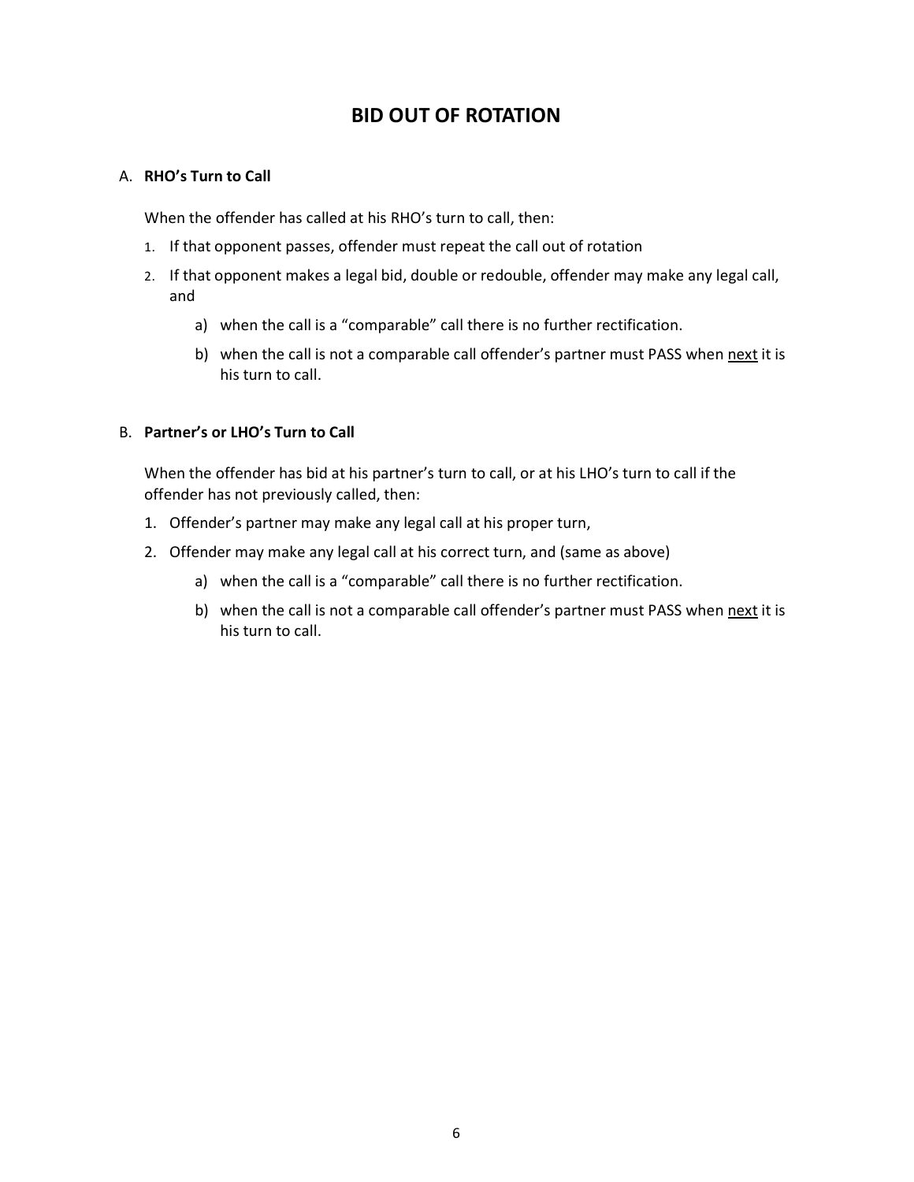# BID OUT OF ROTATION

A. **RHO's Turn to Call**

When the offender has called at his RHO's turn to call, then:

1. If that opponent passes, offender must repeat the call out of rotation
2. If that opponent makes a legal bid, double or redouble, offender may make any legal call, and
    a) when the call is a "comparable" call there is no further rectification.
    b) when the call is not a comparable call offender's partner must PASS when <u>next</u> it is his turn to call.

B. **Partner's or LHO's Turn to Call**

When the offender has bid at his partner's turn to call, or at his LHO's turn to call if the offender has not previously called, then:

1. Offender's partner may make any legal call at his proper turn,
2. Offender may make any legal call at his correct turn, and (same as above)
    a) when the call is a "comparable" call there is no further rectification.
    b) when the call is not a comparable call offender's partner must PASS when <u>next</u> it is his turn to call.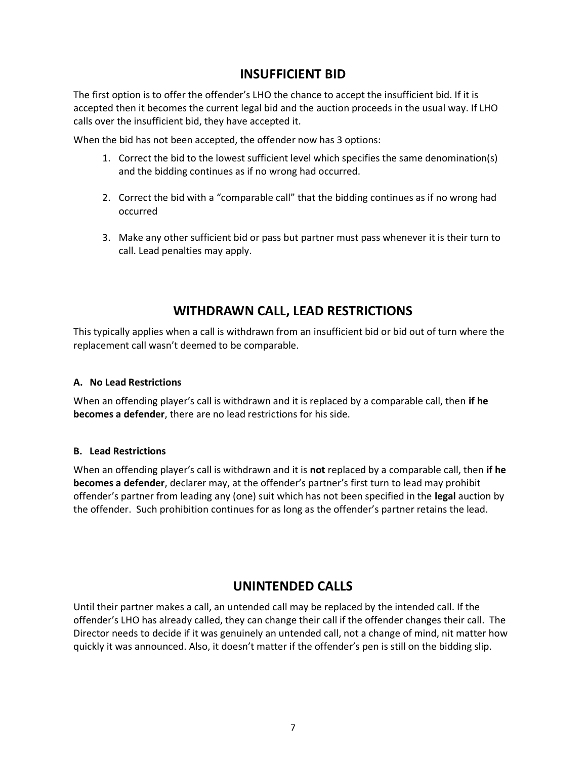## INSUFFICIENT BID

The first option is to offer the offender's LHO the chance to accept the insufficient bid. If it is accepted then it becomes the current legal bid and the auction proceeds in the usual way. If LHO calls over the insufficient bid, they have accepted it.

When the bid has not been accepted, the offender now has 3 options:

1. Correct the bid to the lowest sufficient level which specifies the same denomination(s) and the bidding continues as if no wrong had occurred.

2. Correct the bid with a "comparable call" that the bidding continues as if no wrong had occurred

3. Make any other sufficient bid or pass but partner must pass whenever it is their turn to call. Lead penalties may apply.

## WITHDRAWN CALL, LEAD RESTRICTIONS

This typically applies when a call is withdrawn from an insufficient bid or bid out of turn where the replacement call wasn't deemed to be comparable.

### A. No Lead Restrictions

When an offending player's call is withdrawn and it is replaced by a comparable call, then **if he becomes a defender**, there are no lead restrictions for his side.

### B. Lead Restrictions

When an offending player's call is withdrawn and it is **not** replaced by a comparable call, then **if he becomes a defender**, declarer may, at the offender's partner's first turn to lead may prohibit offender's partner from leading any (one) suit which has not been specified in the **legal** auction by the offender. Such prohibition continues for as long as the offender's partner retains the lead.

## UNINTENDED CALLS

Until their partner makes a call, an untended call may be replaced by the intended call. If the offender's LHO has already called, they can change their call if the offender changes their call. The Director needs to decide if it was genuinely an untended call, not a change of mind, nit matter how quickly it was announced. Also, it doesn't matter if the offender's pen is still on the bidding slip.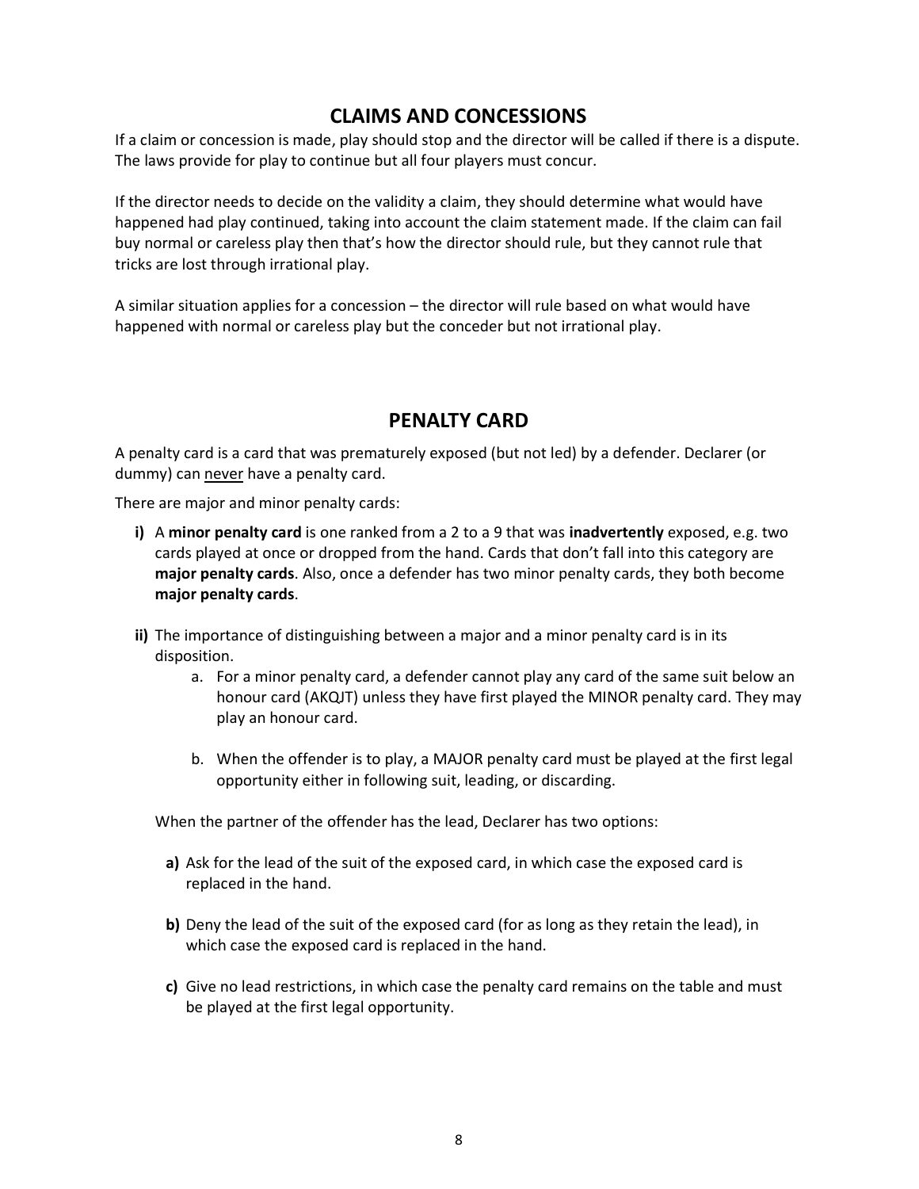## CLAIMS AND CONCESSIONS

If a claim or concession is made, play should stop and the director will be called if there is a dispute. The laws provide for play to continue but all four players must concur.

If the director needs to decide on the validity a claim, they should determine what would have happened had play continued, taking into account the claim statement made. If the claim can fail buy normal or careless play then that's how the director should rule, but they cannot rule that tricks are lost through irrational play.

A similar situation applies for a concession – the director will rule based on what would have happened with normal or careless play but the conceder but not irrational play.

## PENALTY CARD

A penalty card is a card that was prematurely exposed (but not led) by a defender. Declarer (or dummy) can never have a penalty card.

There are major and minor penalty cards:

**i)** A **minor penalty card** is one ranked from a 2 to a 9 that was **inadvertently** exposed, e.g. two cards played at once or dropped from the hand. Cards that don't fall into this category are **major penalty cards**. Also, once a defender has two minor penalty cards, they both become **major penalty cards**.

**ii)** The importance of distinguishing between a major and a minor penalty card is in its disposition.

   a. For a minor penalty card, a defender cannot play any card of the same suit below an honour card (AKQJT) unless they have first played the MINOR penalty card. They may play an honour card.

   b. When the offender is to play, a MAJOR penalty card must be played at the first legal opportunity either in following suit, leading, or discarding.

When the partner of the offender has the lead, Declarer has two options:

**a)** Ask for the lead of the suit of the exposed card, in which case the exposed card is replaced in the hand.

**b)** Deny the lead of the suit of the exposed card (for as long as they retain the lead), in which case the exposed card is replaced in the hand.

**c)** Give no lead restrictions, in which case the penalty card remains on the table and must be played at the first legal opportunity.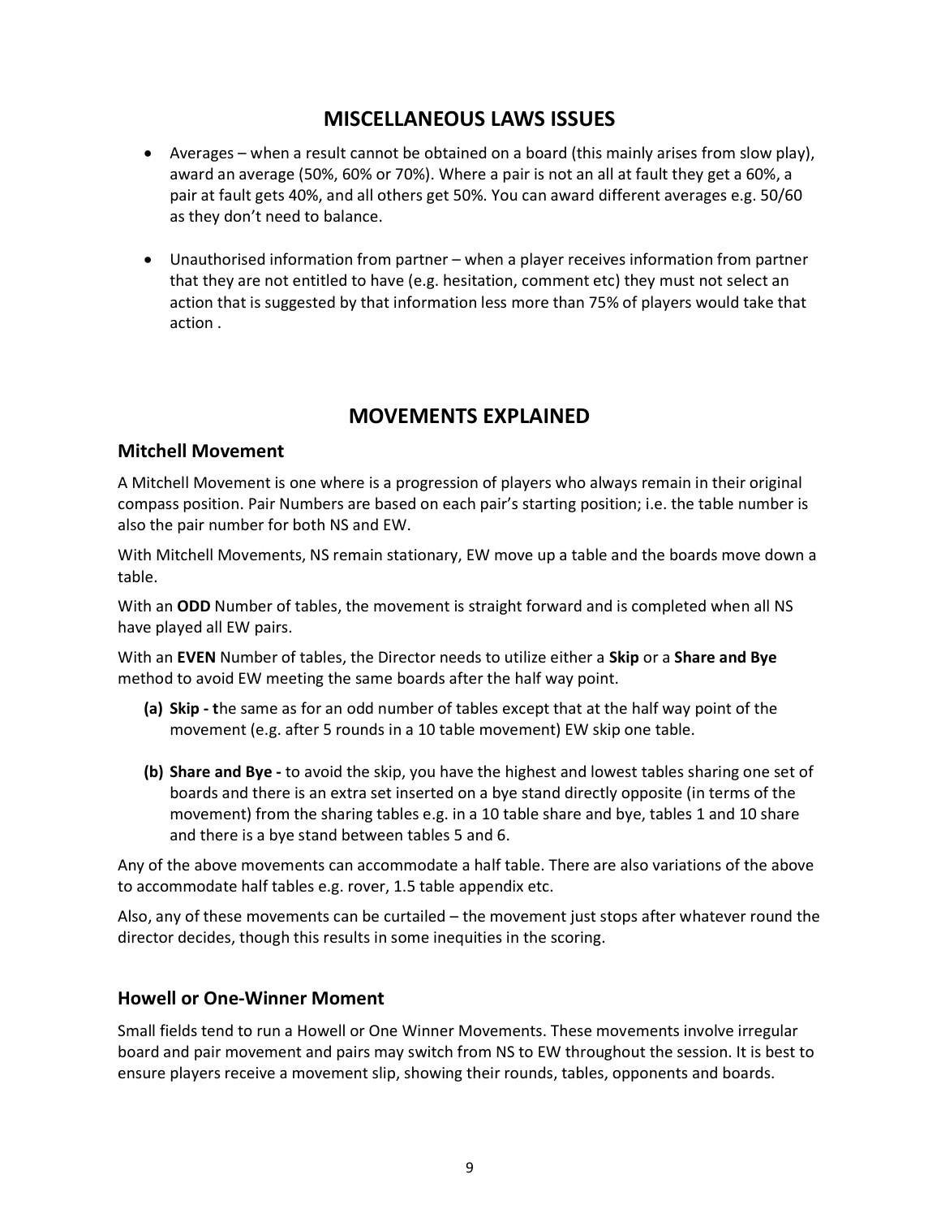## MISCELLANEOUS LAWS ISSUES

- Averages – when a result cannot be obtained on a board (this mainly arises from slow play), award an average (50%, 60% or 70%). Where a pair is not an all at fault they get a 60%, a pair at fault gets 40%, and all others get 50%. You can award different averages e.g. 50/60 as they don't need to balance.

- Unauthorised information from partner – when a player receives information from partner that they are not entitled to have (e.g. hesitation, comment etc) they must not select an action that is suggested by that information less more than 75% of players would take that action .

## MOVEMENTS EXPLAINED

### Mitchell Movement

A Mitchell Movement is one where is a progression of players who always remain in their original compass position. Pair Numbers are based on each pair's starting position; i.e. the table number is also the pair number for both NS and EW.

With Mitchell Movements, NS remain stationary, EW move up a table and the boards move down a table.

With an **ODD** Number of tables, the movement is straight forward and is completed when all NS have played all EW pairs.

With an **EVEN** Number of tables, the Director needs to utilize either a **Skip** or a **Share and Bye** method to avoid EW meeting the same boards after the half way point.

**(a) Skip - t**he same as for an odd number of tables except that at the half way point of the movement (e.g. after 5 rounds in a 10 table movement) EW skip one table.

**(b) Share and Bye -** to avoid the skip, you have the highest and lowest tables sharing one set of boards and there is an extra set inserted on a bye stand directly opposite (in terms of the movement) from the sharing tables e.g. in a 10 table share and bye, tables 1 and 10 share and there is a bye stand between tables 5 and 6.

Any of the above movements can accommodate a half table. There are also variations of the above to accommodate half tables e.g. rover, 1.5 table appendix etc.

Also, any of these movements can be curtailed – the movement just stops after whatever round the director decides, though this results in some inequities in the scoring.

### Howell or One-Winner Moment

Small fields tend to run a Howell or One Winner Movements. These movements involve irregular board and pair movement and pairs may switch from NS to EW throughout the session. It is best to ensure players receive a movement slip, showing their rounds, tables, opponents and boards.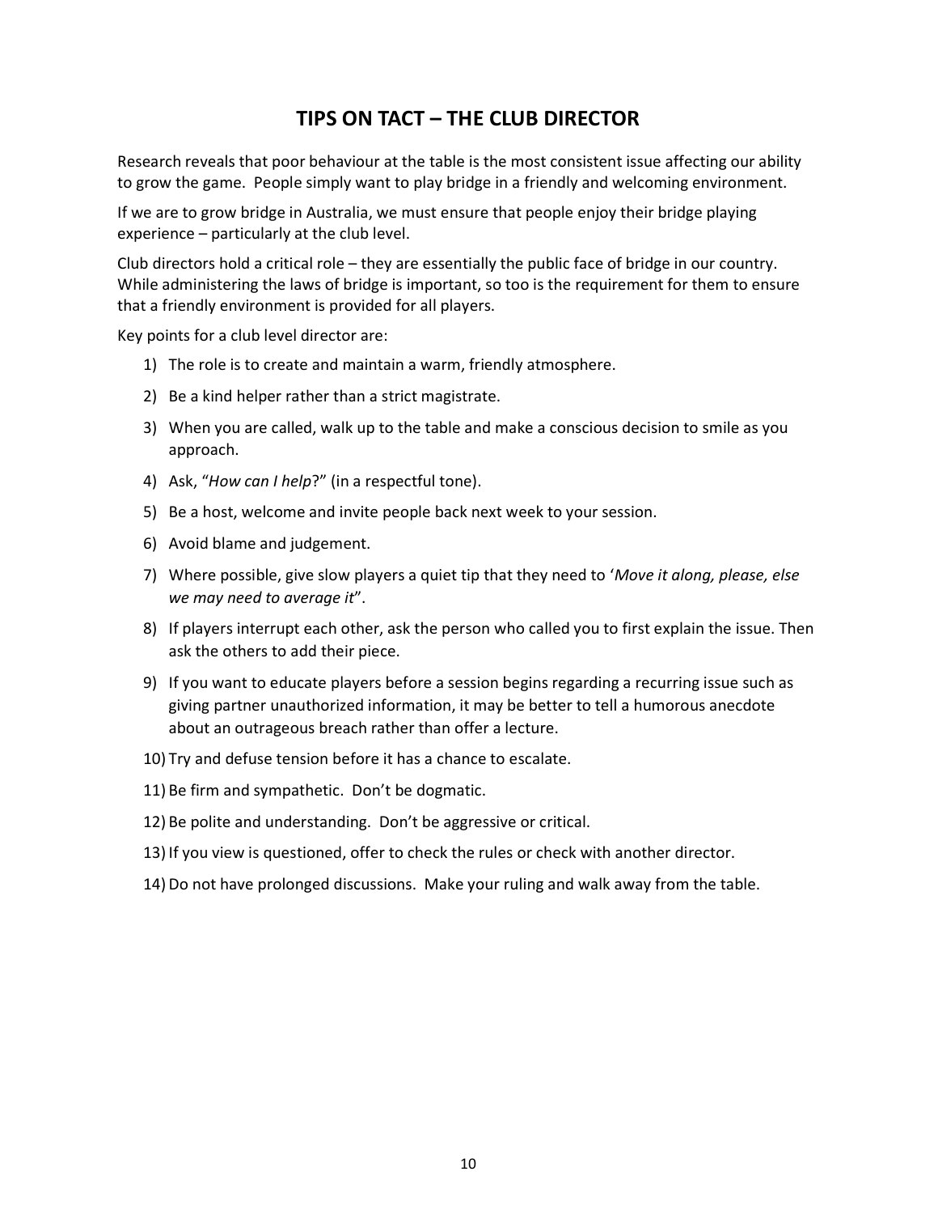## TIPS ON TACT – THE CLUB DIRECTOR

Research reveals that poor behaviour at the table is the most consistent issue affecting our ability to grow the game. People simply want to play bridge in a friendly and welcoming environment.

If we are to grow bridge in Australia, we must ensure that people enjoy their bridge playing experience – particularly at the club level.

Club directors hold a critical role – they are essentially the public face of bridge in our country. While administering the laws of bridge is important, so too is the requirement for them to ensure that a friendly environment is provided for all players.

Key points for a club level director are:

1) The role is to create and maintain a warm, friendly atmosphere.
2) Be a kind helper rather than a strict magistrate.
3) When you are called, walk up to the table and make a conscious decision to smile as you approach.
4) Ask, "*How can I help*?" (in a respectful tone).
5) Be a host, welcome and invite people back next week to your session.
6) Avoid blame and judgement.
7) Where possible, give slow players a quiet tip that they need to '*Move it along, please, else we may need to average it*".
8) If players interrupt each other, ask the person who called you to first explain the issue. Then ask the others to add their piece.
9) If you want to educate players before a session begins regarding a recurring issue such as giving partner unauthorized information, it may be better to tell a humorous anecdote about an outrageous breach rather than offer a lecture.
10) Try and defuse tension before it has a chance to escalate.
11) Be firm and sympathetic. Don't be dogmatic.
12) Be polite and understanding. Don't be aggressive or critical.
13) If you view is questioned, offer to check the rules or check with another director.
14) Do not have prolonged discussions. Make your ruling and walk away from the table.